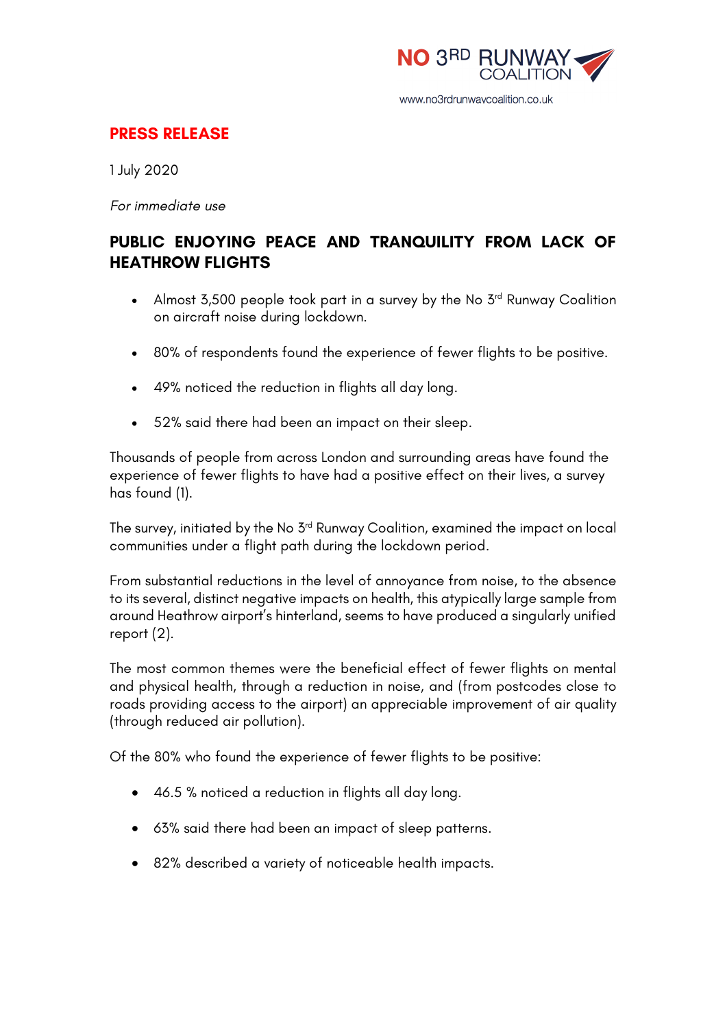NO 3RD RUNWAY COALITION

www.no3rdrunwaycoalition.co.uk

**PRESS RELEASE**

1 July 2020

*For immediate use*

## PUBLIC ENJOYING PEACE AND TRANQUILITY FROM LACK OF HEATHROW FLIGHTS

- Almost 3,500 people took part in a survey by the No 3rd Runway Coalition on aircraft noise during lockdown.
- 80% of respondents found the experience of fewer flights to be positive.
- 49% noticed the reduction in flights all day long.
- 52% said there had been an impact on their sleep.

Thousands of people from across London and surrounding areas have found the experience of fewer flights to have had a positive effect on their lives, a survey has found (1).

The survey, initiated by the No 3rd Runway Coalition, examined the impact on local communities under a flight path during the lockdown period.

From substantial reductions in the level of annoyance from noise, to the absence to its several, distinct negative impacts on health, this atypically large sample from around Heathrow airport's hinterland, seems to have produced a singularly unified report (2).

The most common themes were the beneficial effect of fewer flights on mental and physical health, through a reduction in noise, and (from postcodes close to roads providing access to the airport) an appreciable improvement of air quality (through reduced air pollution).

Of the 80% who found the experience of fewer flights to be positive:

- 46.5 % noticed a reduction in flights all day long.
- 63% said there had been an impact of sleep patterns.
- 82% described a variety of noticeable health impacts.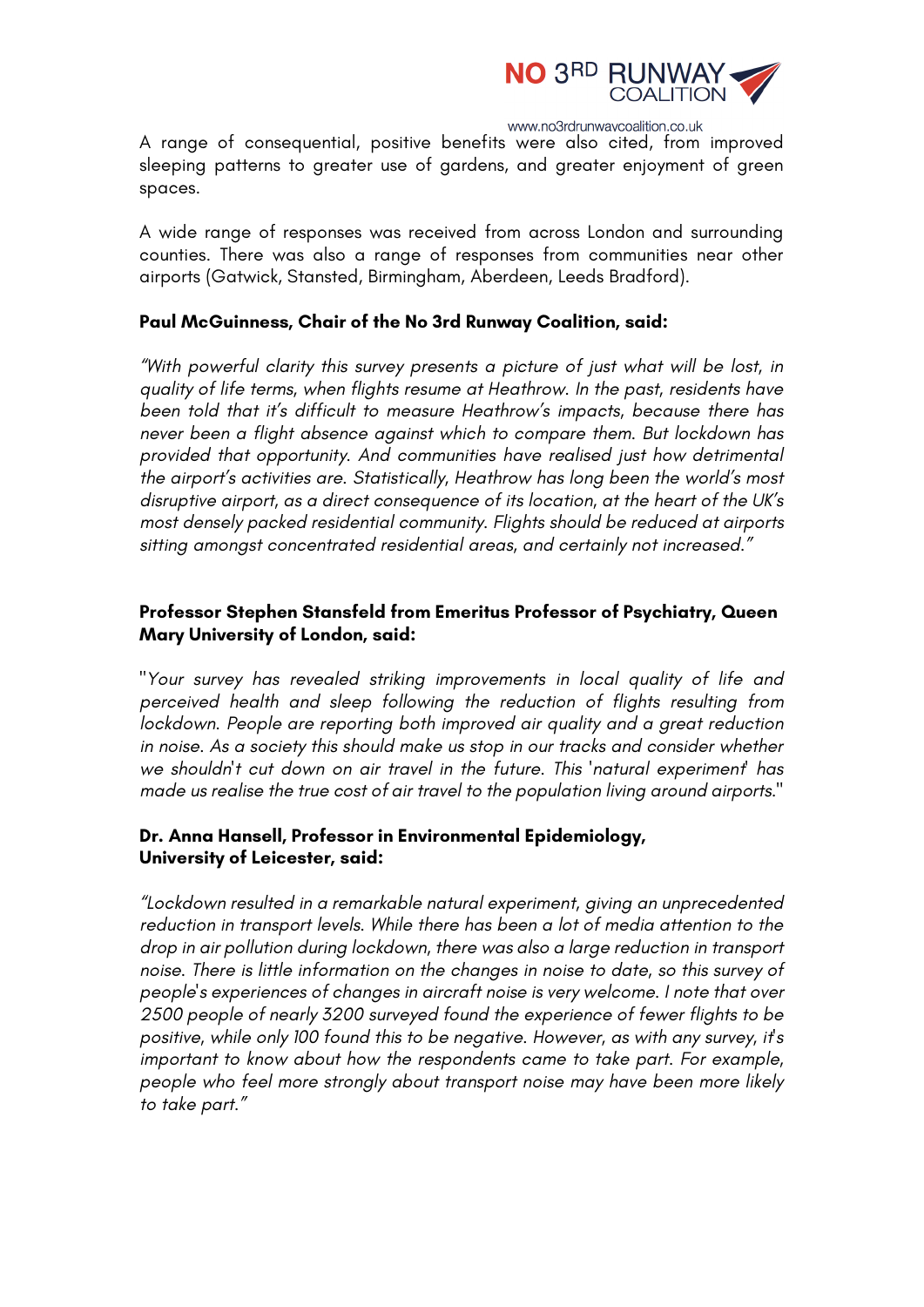A range of consequential, positive benefits were also cited, from improved sleeping patterns to greater use of gardens, and greater enjoyment of green spaces.

A wide range of responses was received from across London and surrounding counties. There was also a range of responses from communities near other airports (Gatwick, Stansted, Birmingham, Aberdeen, Leeds Bradford).

**Paul McGuinness, Chair of the No 3rd Runway Coalition, said:**

*"With powerful clarity this survey presents a picture of just what will be lost, in quality of life terms, when flights resume at Heathrow. In the past, residents have been told that it's difficult to measure Heathrow's impacts, because there has never been a flight absence against which to compare them. But lockdown has provided that opportunity. And communities have realised just how detrimental the airport's activities are. Statistically, Heathrow has long been the world's most disruptive airport, as a direct consequence of its location, at the heart of the UK's most densely packed residential community. Flights should be reduced at airports sitting amongst concentrated residential areas, and certainly not increased."*

**Professor Stephen Stansfeld from Emeritus Professor of Psychiatry, Queen Mary University of London, said:**

"*Your survey has revealed striking improvements in local quality of life and perceived health and sleep following the reduction of flights resulting from lockdown. People are reporting both improved air quality and a great reduction in noise. As a society this should make us stop in our tracks and consider whether we shouldn't cut down on air travel in the future. This 'natural experiment' has made us realise the true cost of air travel to the population living around airports.*"

**Dr. Anna Hansell, Professor in Environmental Epidemiology, University of Leicester, said:**

*"Lockdown resulted in a remarkable natural experiment, giving an unprecedented reduction in transport levels. While there has been a lot of media attention to the drop in air pollution during lockdown, there was also a large reduction in transport noise. There is little information on the changes in noise to date, so this survey of people's experiences of changes in aircraft noise is very welcome. I note that over 2500 people of nearly 3200 surveyed found the experience of fewer flights to be positive, while only 100 found this to be negative. However, as with any survey, it's important to know about how the respondents came to take part. For example, people who feel more strongly about transport noise may have been more likely to take part."*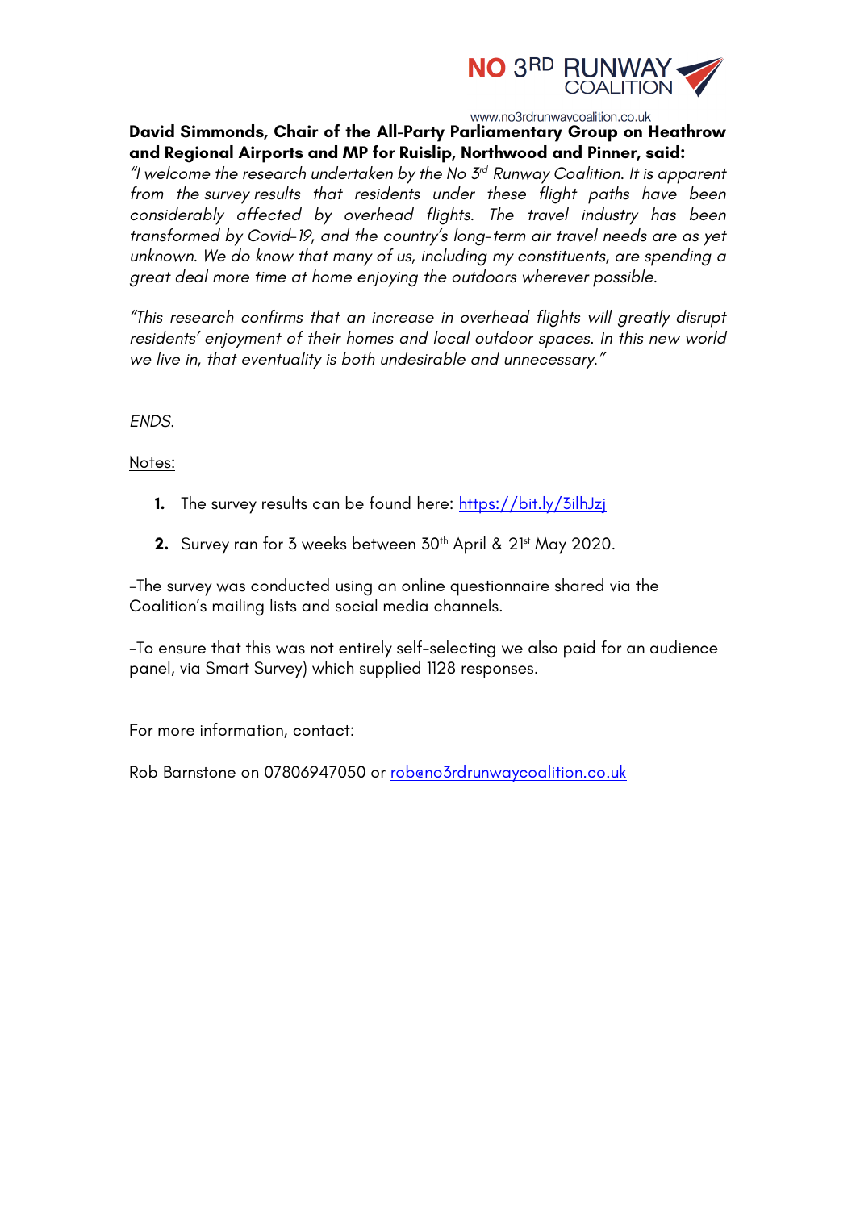NO 3RD RUNWAY COALITION

www.no3rdrunwaycoalition.co.uk

**David Simmonds, Chair of the All-Party Parliamentary Group on Heathrow and Regional Airports and MP for Ruislip, Northwood and Pinner, said:**

*"I welcome the research undertaken by the No 3rd Runway Coalition. It is apparent from the survey results that residents under these flight paths have been considerably affected by overhead flights. The travel industry has been transformed by Covid-19, and the country's long-term air travel needs are as yet unknown. We do know that many of us, including my constituents, are spending a great deal more time at home enjoying the outdoors wherever possible.*

*"This research confirms that an increase in overhead flights will greatly disrupt residents' enjoyment of their homes and local outdoor spaces. In this new world we live in, that eventuality is both undesirable and unnecessary."*

*ENDS.*

Notes:

1. The survey results can be found here: https://bit.ly/3ilhJzj
2. Survey ran for 3 weeks between 30th April & 21st May 2020.

-The survey was conducted using an online questionnaire shared via the Coalition's mailing lists and social media channels.

-To ensure that this was not entirely self-selecting we also paid for an audience panel, via Smart Survey) which supplied 1128 responses.

For more information, contact:

Rob Barnstone on 07806947050 or rob@no3rdrunwaycoalition.co.uk